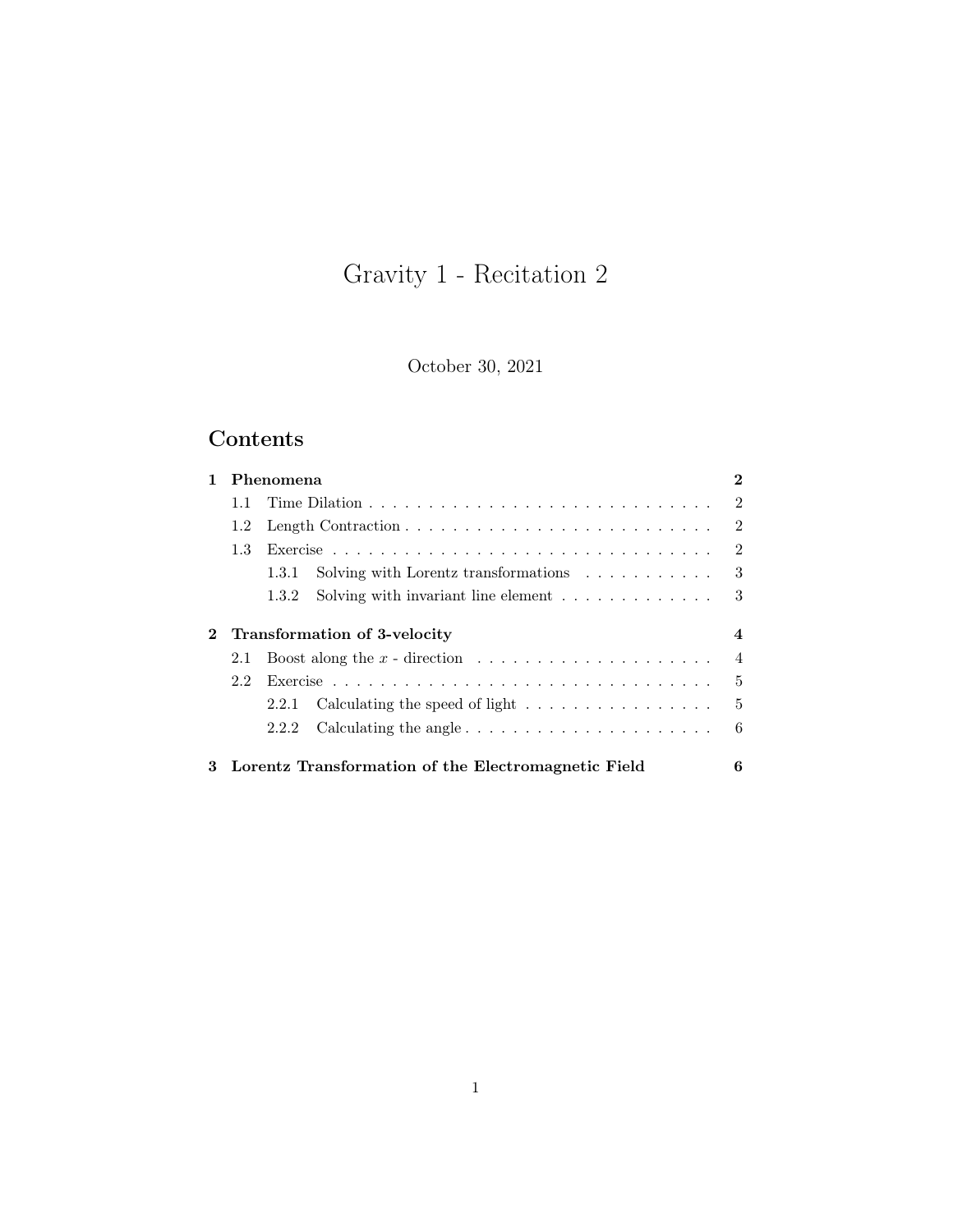# Gravity 1 - Recitation 2

October 30, 2021

## Contents

- **1 Phenomena** — **2**
  - 1.1 Time Dilation — 2
  - 1.2 Length Contraction — 2
  - 1.3 Exercise — 2
    - 1.3.1 Solving with Lorentz transformations — 3
    - 1.3.2 Solving with invariant line element — 3
- **2 Transformation of 3-velocity** — **4**
  - 2.1 Boost along the $x$ - direction — 4
  - 2.2 Exercise — 5
    - 2.2.1 Calculating the speed of light — 5
    - 2.2.2 Calculating the angle — 6
- **3 Lorentz Transformation of the Electromagnetic Field** — **6**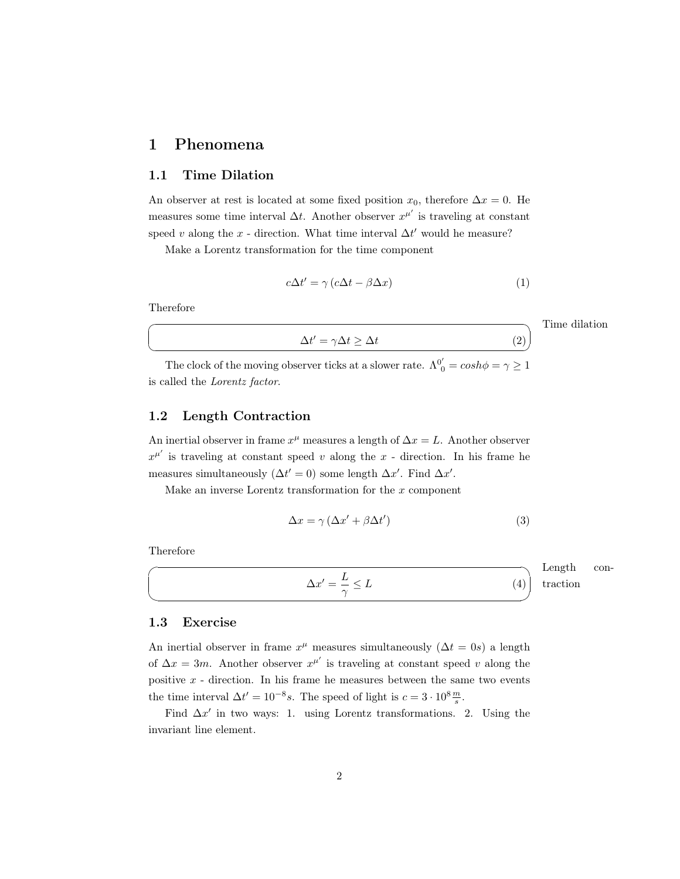# 1 Phenomena

## 1.1 Time Dilation

An observer at rest is located at some fixed position $x_0$, therefore $\Delta x = 0$. He measures some time interval $\Delta t$. Another observer $x^{\mu'}$ is traveling at constant speed $v$ along the $x$ - direction. What time interval $\Delta t'$ would he measure?

Make a Lorentz transformation for the time component

$$c\Delta t' = \gamma \left( c\Delta t - \beta \Delta x \right) \tag{1}$$

Therefore

Time dilation

$$\Delta t' = \gamma \Delta t \geq \Delta t \tag{2}$$

The clock of the moving observer ticks at a slower rate. $\Lambda^{0'}_{\ 0} = cosh\phi = \gamma \geq 1$ is called the *Lorentz factor*.

## 1.2 Length Contraction

An inertial observer in frame $x^{\mu}$ measures a length of $\Delta x = L$. Another observer $x^{\mu'}$ is traveling at constant speed $v$ along the $x$ - direction. In his frame he measures simultaneously ($\Delta t' = 0$) some length $\Delta x'$. Find $\Delta x'$.

Make an inverse Lorentz transformation for the $x$ component

$$\Delta x = \gamma \left( \Delta x' + \beta \Delta t' \right) \tag{3}$$

Therefore

Length contraction

$$\Delta x' = \frac{L}{\gamma} \leq L \tag{4}$$

## 1.3 Exercise

An inertial observer in frame $x^{\mu}$ measures simultaneously ($\Delta t = 0s$) a length of $\Delta x = 3m$. Another observer $x^{\mu'}$ is traveling at constant speed $v$ along the positive $x$ - direction. In his frame he measures between the same two events the time interval $\Delta t' = 10^{-8}s$. The speed of light is $c = 3 \cdot 10^{8} \frac{m}{s}$.

Find $\Delta x'$ in two ways: 1. using Lorentz transformations. 2. Using the invariant line element.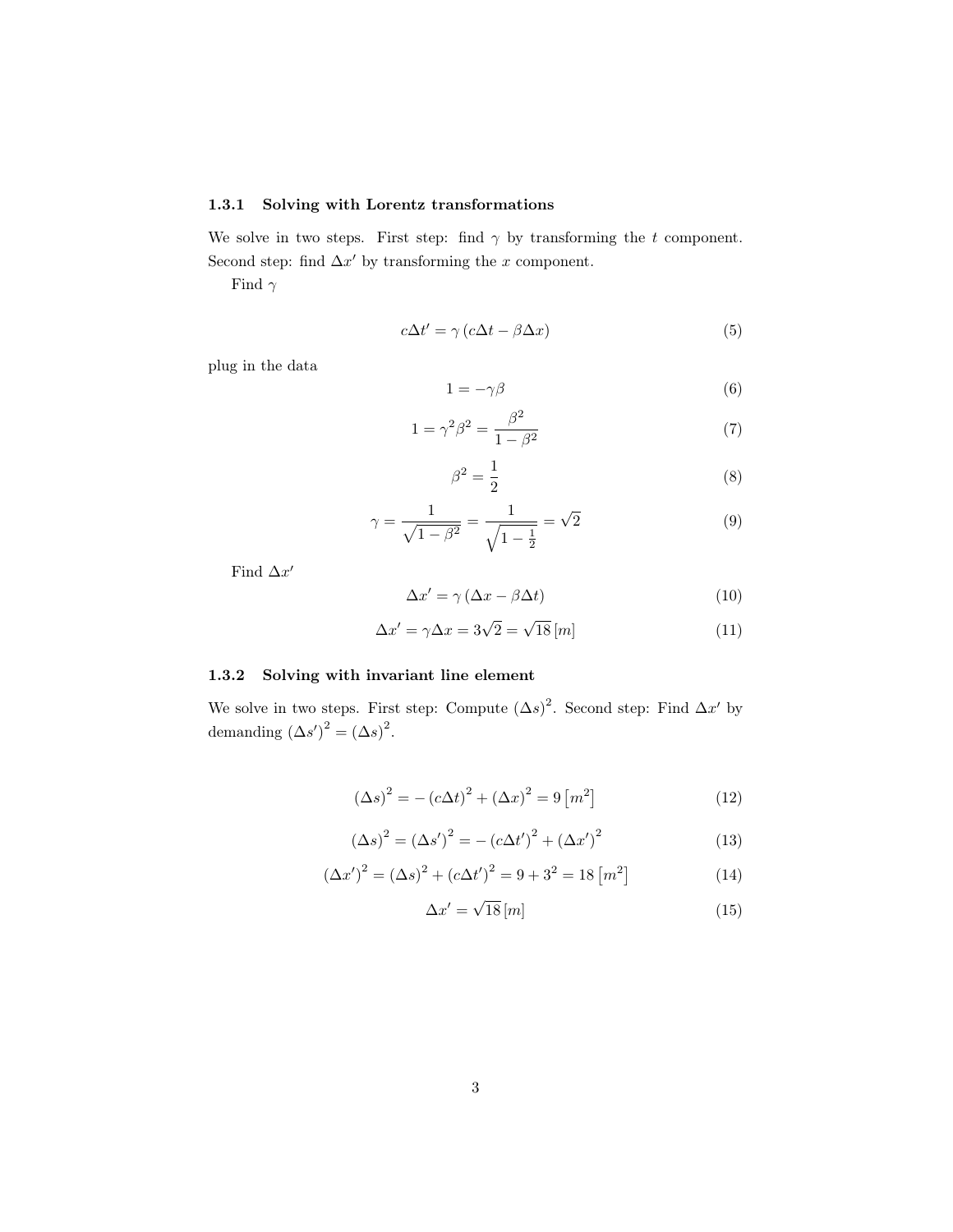### 1.3.1 Solving with Lorentz transformations

We solve in two steps. First step: find $\gamma$ by transforming the $t$ component. Second step: find $\Delta x'$ by transforming the $x$ component.

Find $\gamma$

$$c\Delta t' = \gamma \left( c\Delta t - \beta \Delta x \right) \tag{5}$$

plug in the data

$$1 = -\gamma\beta \tag{6}$$

$$1 = \gamma^2 \beta^2 = \frac{\beta^2}{1-\beta^2} \tag{7}$$

$$\beta^2 = \frac{1}{2} \tag{8}$$

$$\gamma = \frac{1}{\sqrt{1-\beta^2}} = \frac{1}{\sqrt{1-\frac{1}{2}}} = \sqrt{2} \tag{9}$$

Find $\Delta x'$

$$\Delta x' = \gamma \left( \Delta x - \beta \Delta t \right) \tag{10}$$

$$\Delta x' = \gamma \Delta x = 3\sqrt{2} = \sqrt{18}\,[m] \tag{11}$$

### 1.3.2 Solving with invariant line element

We solve in two steps. First step: Compute $(\Delta s)^2$. Second step: Find $\Delta x'$ by demanding $(\Delta s')^2 = (\Delta s)^2$.

$$(\Delta s)^2 = -\left(c\Delta t\right)^2 + \left(\Delta x\right)^2 = 9\left[m^2\right] \tag{12}$$

$$(\Delta s)^2 = (\Delta s')^2 = -\left(c\Delta t'\right)^2 + \left(\Delta x'\right)^2 \tag{13}$$

$$(\Delta x')^2 = (\Delta s)^2 + \left(c\Delta t'\right)^2 = 9 + 3^2 = 18\left[m^2\right] \tag{14}$$

$$\Delta x' = \sqrt{18}\,[m] \tag{15}$$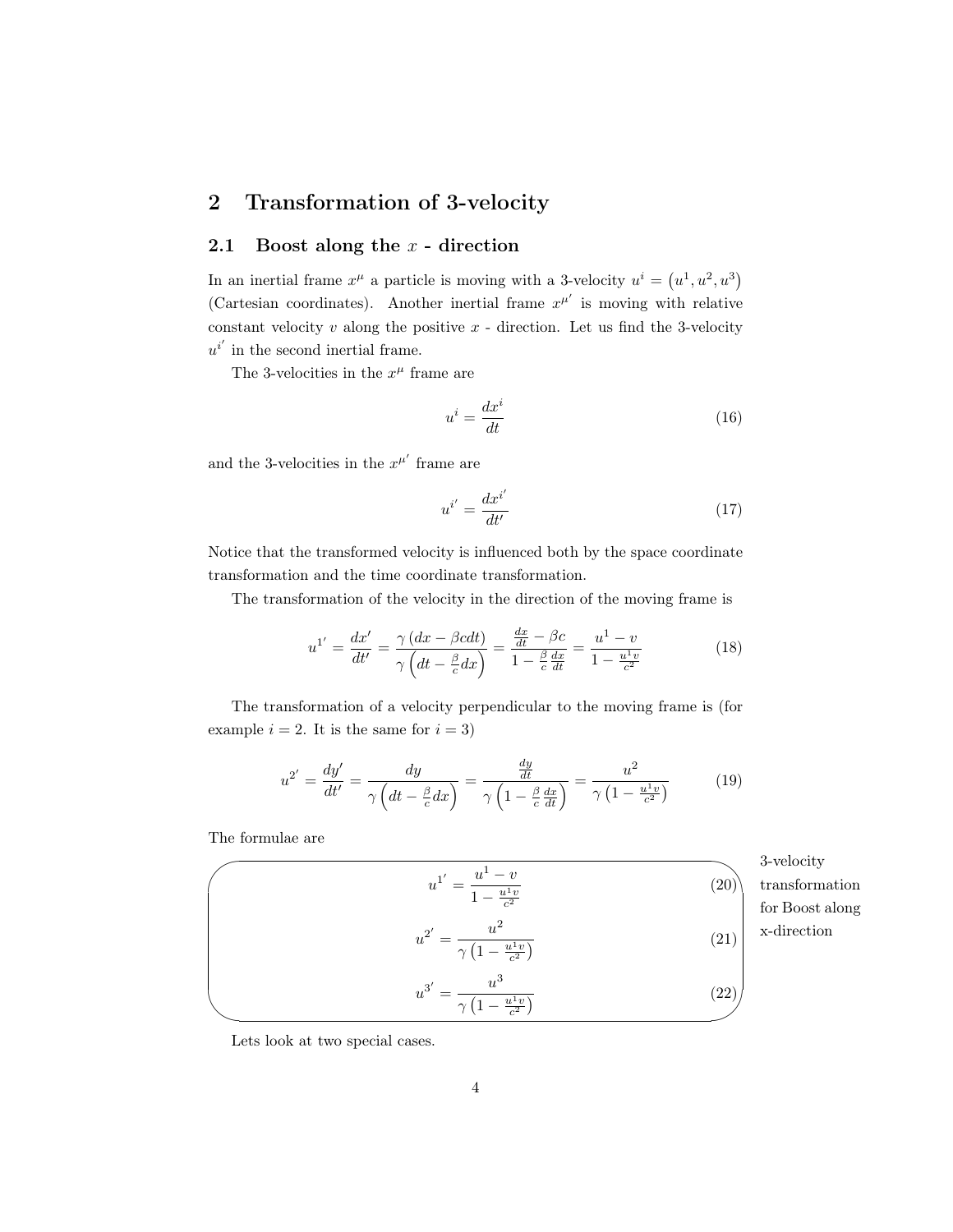## 2 Transformation of 3-velocity

### 2.1 Boost along the $x$ - direction

In an inertial frame $x^{\mu}$ a particle is moving with a 3-velocity $u^{i} = \left(u^{1}, u^{2}, u^{3}\right)$ (Cartesian coordinates). Another inertial frame $x^{\mu'}$ is moving with relative constant velocity $v$ along the positive $x$ - direction. Let us find the 3-velocity $u^{i'}$ in the second inertial frame.

The 3-velocities in the $x^{\mu}$ frame are

$$u^{i} = \frac{dx^{i}}{dt} \tag{16}$$

and the 3-velocities in the $x^{\mu'}$ frame are

$$u^{i'} = \frac{dx^{i'}}{dt'} \tag{17}$$

Notice that the transformed velocity is influenced both by the space coordinate transformation and the time coordinate transformation.

The transformation of the velocity in the direction of the moving frame is

$$u^{1'} = \frac{dx'}{dt'} = \frac{\gamma\left(dx - \beta c dt\right)}{\gamma\left(dt - \frac{\beta}{c}dx\right)} = \frac{\frac{dx}{dt} - \beta c}{1 - \frac{\beta}{c}\frac{dx}{dt}} = \frac{u^{1} - v}{1 - \frac{u^{1}v}{c^{2}}} \tag{18}$$

The transformation of a velocity perpendicular to the moving frame is (for example $i = 2$. It is the same for $i = 3$)

$$u^{2'} = \frac{dy'}{dt'} = \frac{dy}{\gamma\left(dt - \frac{\beta}{c}dx\right)} = \frac{\frac{dy}{dt}}{\gamma\left(1 - \frac{\beta}{c}\frac{dx}{dt}\right)} = \frac{u^{2}}{\gamma\left(1 - \frac{u^{1}v}{c^{2}}\right)} \tag{19}$$

The formulae are

3-velocity transformation for Boost along x-direction

$$u^{1'} = \frac{u^{1} - v}{1 - \frac{u^{1}v}{c^{2}}} \tag{20}$$

$$u^{2'} = \frac{u^{2}}{\gamma\left(1 - \frac{u^{1}v}{c^{2}}\right)} \tag{21}$$

$$u^{3'} = \frac{u^{3}}{\gamma\left(1 - \frac{u^{1}v}{c^{2}}\right)} \tag{22}$$

Lets look at two special cases.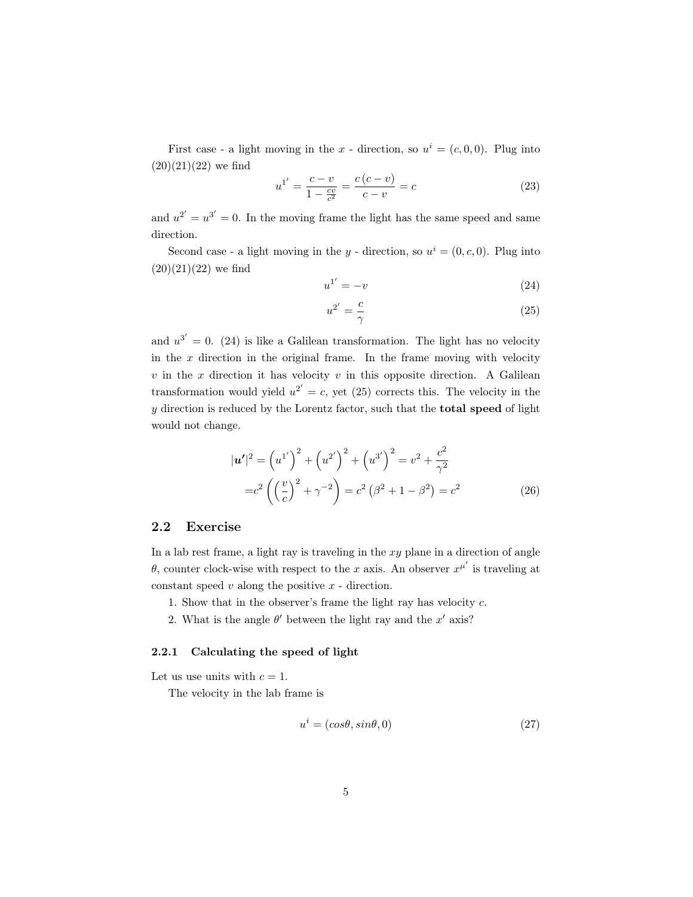First case - a light moving in the $x$ - direction, so $u^i = (c, 0, 0)$. Plug into (20)(21)(22) we find

$$u^{1'} = \frac{c - v}{1 - \frac{cv}{c^2}} = \frac{c\,(c - v)}{c - v} = c \tag{23}$$

and $u^{2'} = u^{3'} = 0$. In the moving frame the light has the same speed and same direction.

Second case - a light moving in the $y$ - direction, so $u^i = (0, c, 0)$. Plug into (20)(21)(22) we find

$$u^{1'} = -v \tag{24}$$

$$u^{2'} = \frac{c}{\gamma} \tag{25}$$

and $u^{3'} = 0$. (24) is like a Galilean transformation. The light has no velocity in the $x$ direction in the original frame. In the frame moving with velocity $v$ in the $x$ direction it has velocity $v$ in this opposite direction. A Galilean transformation would yield $u^{2'} = c$, yet (25) corrects this. The velocity in the $y$ direction is reduced by the Lorentz factor, such that the **total speed** of light would not change.

$$\begin{aligned} |\boldsymbol{u'}|^2 &= \left(u^{1'}\right)^2 + \left(u^{2'}\right)^2 + \left(u^{3'}\right)^2 = v^2 + \frac{c^2}{\gamma^2} \\ &= c^2 \left( \left(\frac{v}{c}\right)^2 + \gamma^{-2} \right) = c^2 \left(\beta^2 + 1 - \beta^2\right) = c^2 \end{aligned} \tag{26}$$

## 2.2 Exercise

In a lab rest frame, a light ray is traveling in the $xy$ plane in a direction of angle $\theta$, counter clock-wise with respect to the $x$ axis. An observer $x^{\mu'}$ is traveling at constant speed $v$ along the positive $x$ - direction.

1. Show that in the observer's frame the light ray has velocity $c$.
2. What is the angle $\theta'$ between the light ray and the $x'$ axis?

### 2.2.1 Calculating the speed of light

Let us use units with $c = 1$.

The velocity in the lab frame is

$$u^i = (cos\theta, sin\theta, 0) \tag{27}$$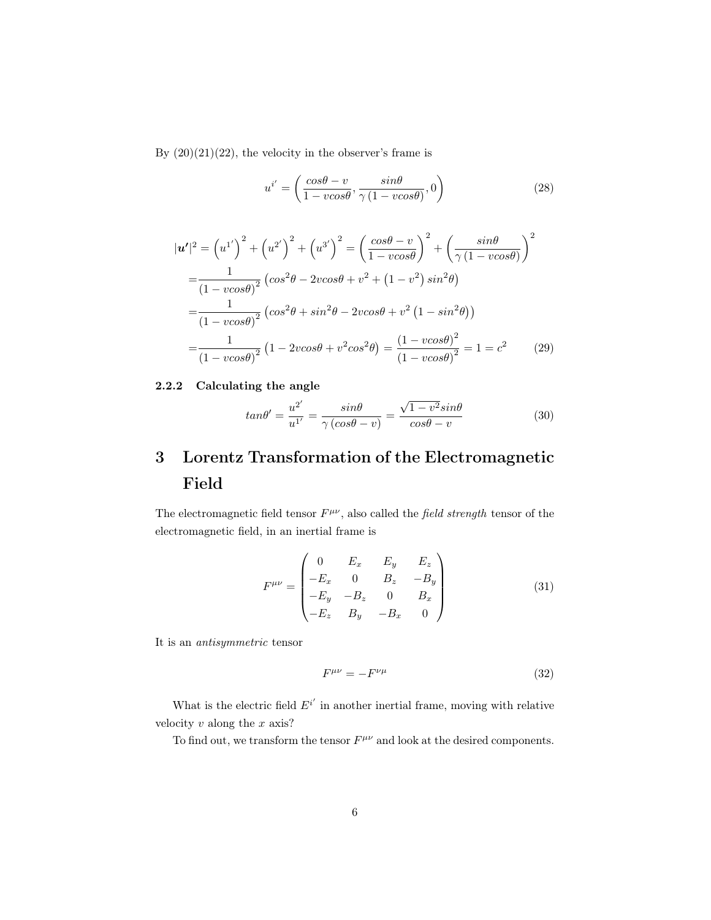By (20)(21)(22), the velocity in the observer's frame is

$$u^{i'} = \left( \frac{cos\theta - v}{1 - vcos\theta}, \frac{sin\theta}{\gamma \left(1 - vcos\theta\right)}, 0 \right) \tag{28}$$

$$\begin{aligned}
|\boldsymbol{u'}|^2 &= \left(u^{1'}\right)^2 + \left(u^{2'}\right)^2 + \left(u^{3'}\right)^2 = \left(\frac{cos\theta - v}{1 - vcos\theta}\right)^2 + \left(\frac{sin\theta}{\gamma \left(1 - vcos\theta\right)}\right)^2 \\
&= \frac{1}{\left(1 - vcos\theta\right)^2} \left(cos^2\theta - 2vcos\theta + v^2 + \left(1 - v^2\right) sin^2\theta\right) \\
&= \frac{1}{\left(1 - vcos\theta\right)^2} \left(cos^2\theta + sin^2\theta - 2vcos\theta + v^2 \left(1 - sin^2\theta\right)\right) \\
&= \frac{1}{\left(1 - vcos\theta\right)^2} \left(1 - 2vcos\theta + v^2 cos^2\theta\right) = \frac{\left(1 - vcos\theta\right)^2}{\left(1 - vcos\theta\right)^2} = 1 = c^2
\end{aligned} \tag{29}$$

#### 2.2.2 Calculating the angle

$$tan\theta' = \frac{u^{2'}}{u^{1'}} = \frac{sin\theta}{\gamma \left(cos\theta - v\right)} = \frac{\sqrt{1 - v^2} sin\theta}{cos\theta - v} \tag{30}$$

# 3 Lorentz Transformation of the Electromagnetic Field

The electromagnetic field tensor $F^{\mu\nu}$, also called the *field strength* tensor of the electromagnetic field, in an inertial frame is

$$F^{\mu\nu} = \begin{pmatrix} 0 & E_x & E_y & E_z \\ -E_x & 0 & B_z & -B_y \\ -E_y & -B_z & 0 & B_x \\ -E_z & B_y & -B_x & 0 \end{pmatrix} \tag{31}$$

It is an *antisymmetric* tensor

$$F^{\mu\nu} = -F^{\nu\mu} \tag{32}$$

What is the electric field $E^{i'}$ in another inertial frame, moving with relative velocity $v$ along the $x$ axis?

To find out, we transform the tensor $F^{\mu\nu}$ and look at the desired components.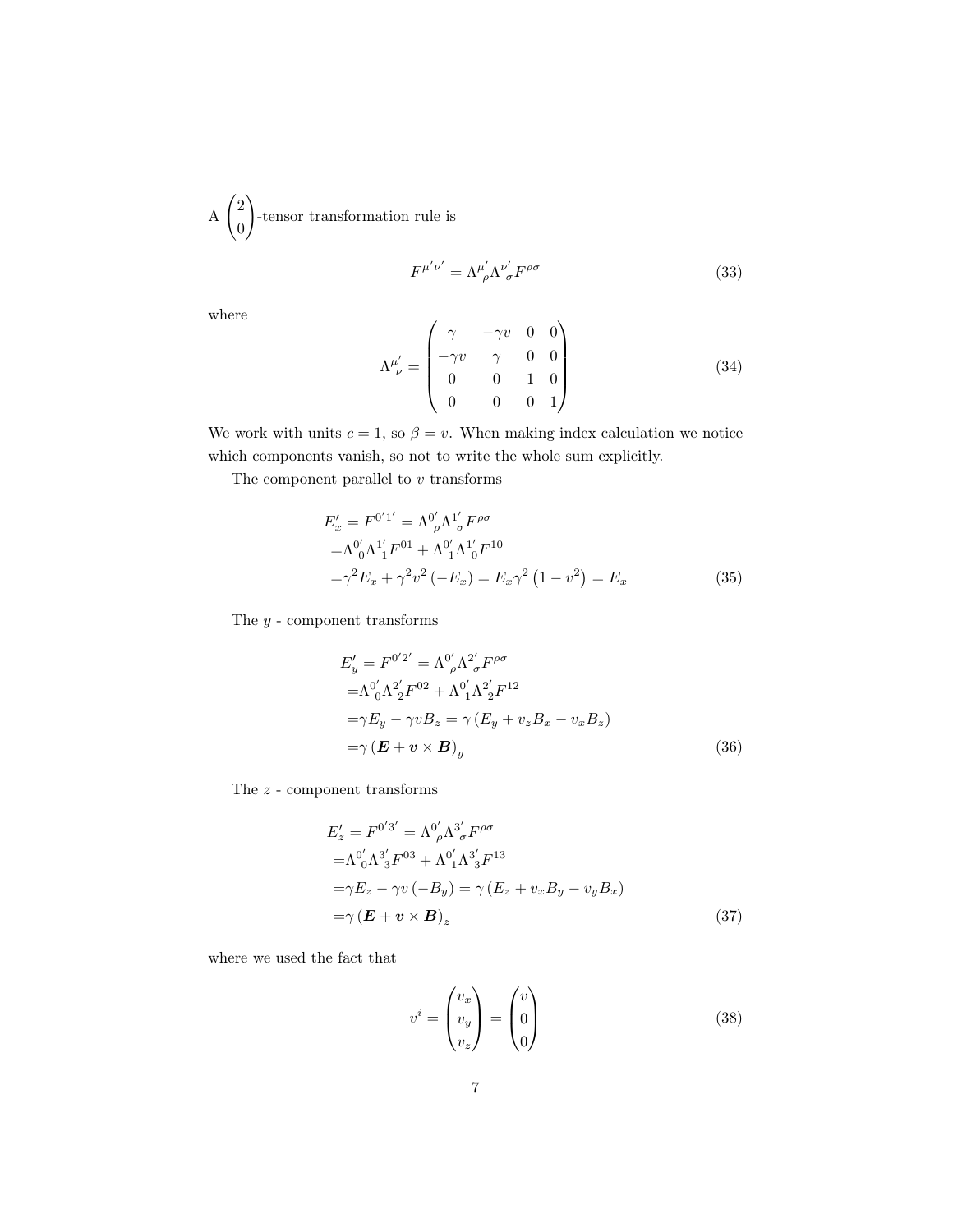A $\begin{pmatrix} 2 \\ 0 \end{pmatrix}$-tensor transformation rule is

$$F^{\mu'\nu'} = \Lambda^{\mu'}{}_{\rho}\Lambda^{\nu'}{}_{\sigma}F^{\rho\sigma} \tag{33}$$

where

$$\Lambda^{\mu'}{}_{\nu} = \begin{pmatrix} \gamma & -\gamma v & 0 & 0 \\ -\gamma v & \gamma & 0 & 0 \\ 0 & 0 & 1 & 0 \\ 0 & 0 & 0 & 1 \end{pmatrix} \tag{34}$$

We work with units $c = 1$, so $\beta = v$. When making index calculation we notice which components vanish, so not to write the whole sum explicitly.

The component parallel to $v$ transforms

$$\begin{aligned} E'_x = F^{0'1'} &= \Lambda^{0'}{}_{\rho}\Lambda^{1'}{}_{\sigma}F^{\rho\sigma} \\ =&\Lambda^{0'}{}_{0}\Lambda^{1'}{}_{1}F^{01} + \Lambda^{0'}{}_{1}\Lambda^{1'}{}_{0}F^{10} \\ =&\gamma^2 E_x + \gamma^2 v^2 \left(-E_x\right) = E_x\gamma^2\left(1 - v^2\right) = E_x \end{aligned} \tag{35}$$

The $y$ - component transforms

$$\begin{aligned} E'_y = F^{0'2'} &= \Lambda^{0'}{}_{\rho}\Lambda^{2'}{}_{\sigma}F^{\rho\sigma} \\ =&\Lambda^{0'}{}_{0}\Lambda^{2'}{}_{2}F^{02} + \Lambda^{0'}{}_{1}\Lambda^{2'}{}_{2}F^{12} \\ =&\gamma E_y - \gamma v B_z = \gamma\left(E_y + v_z B_x - v_x B_z\right) \\ =&\gamma\left(\boldsymbol{E} + \boldsymbol{v}\times\boldsymbol{B}\right)_y \end{aligned} \tag{36}$$

The $z$ - component transforms

$$\begin{aligned} E'_z = F^{0'3'} &= \Lambda^{0'}{}_{\rho}\Lambda^{3'}{}_{\sigma}F^{\rho\sigma} \\ =&\Lambda^{0'}{}_{0}\Lambda^{3'}{}_{3}F^{03} + \Lambda^{0'}{}_{1}\Lambda^{3'}{}_{3}F^{13} \\ =&\gamma E_z - \gamma v\left(-B_y\right) = \gamma\left(E_z + v_x B_y - v_y B_x\right) \\ =&\gamma\left(\boldsymbol{E} + \boldsymbol{v}\times\boldsymbol{B}\right)_z \end{aligned} \tag{37}$$

where we used the fact that

$$v^i = \begin{pmatrix} v_x \\ v_y \\ v_z \end{pmatrix} = \begin{pmatrix} v \\ 0 \\ 0 \end{pmatrix} \tag{38}$$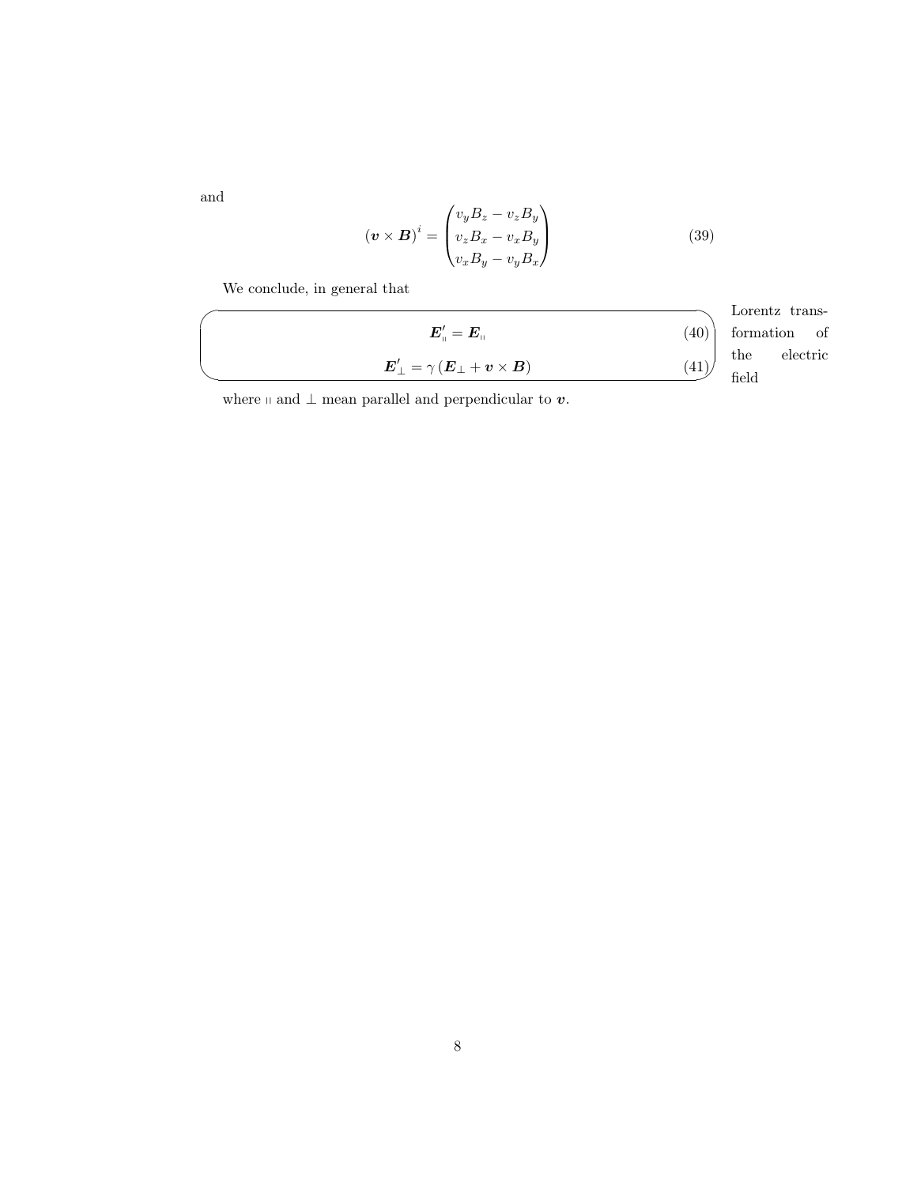and

$$
(\boldsymbol{v} \times \boldsymbol{B})^i = \begin{pmatrix} v_y B_z - v_z B_y \\ v_z B_x - v_x B_y \\ v_x B_y - v_y B_x \end{pmatrix} \tag{39}
$$

We conclude, in general that

Lorentz transformation of the electric field

$$
\boldsymbol{E}'_{\shortparallel} = \boldsymbol{E}_{\shortparallel} \tag{40}
$$

$$
\boldsymbol{E}'_{\perp} = \gamma \left( \boldsymbol{E}_{\perp} + \boldsymbol{v} \times \boldsymbol{B} \right) \tag{41}
$$

where $\shortparallel$ and $\perp$ mean parallel and perpendicular to $\boldsymbol{v}$.